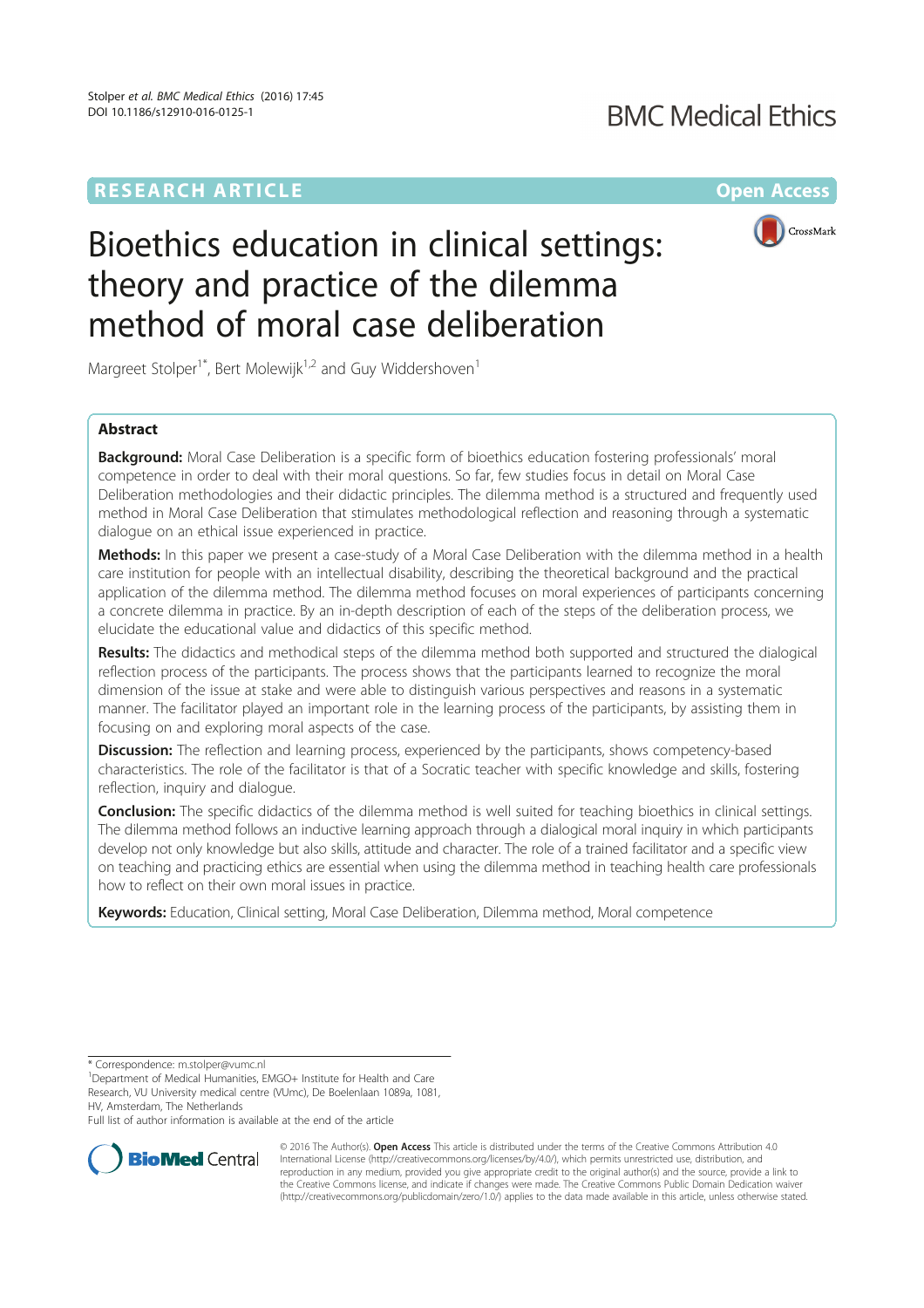RESEARCH ARTICLE

Open Access

# Bioethics education in clinical settings: theory and practice of the dilemma method of moral case deliberation

Margreet Stolper[1*], Bert Molewijk[1,2] and Guy Widdershoven[1]

## Abstract

**Background:** Moral Case Deliberation is a specific form of bioethics education fostering professionals' moral competence in order to deal with their moral questions. So far, few studies focus in detail on Moral Case Deliberation methodologies and their didactic principles. The dilemma method is a structured and frequently used method in Moral Case Deliberation that stimulates methodological reflection and reasoning through a systematic dialogue on an ethical issue experienced in practice.

**Methods:** In this paper we present a case-study of a Moral Case Deliberation with the dilemma method in a health care institution for people with an intellectual disability, describing the theoretical background and the practical application of the dilemma method. The dilemma method focuses on moral experiences of participants concerning a concrete dilemma in practice. By an in-depth description of each of the steps of the deliberation process, we elucidate the educational value and didactics of this specific method.

**Results:** The didactics and methodical steps of the dilemma method both supported and structured the dialogical reflection process of the participants. The process shows that the participants learned to recognize the moral dimension of the issue at stake and were able to distinguish various perspectives and reasons in a systematic manner. The facilitator played an important role in the learning process of the participants, by assisting them in focusing on and exploring moral aspects of the case.

**Discussion:** The reflection and learning process, experienced by the participants, shows competency-based characteristics. The role of the facilitator is that of a Socratic teacher with specific knowledge and skills, fostering reflection, inquiry and dialogue.

**Conclusion:** The specific didactics of the dilemma method is well suited for teaching bioethics in clinical settings. The dilemma method follows an inductive learning approach through a dialogical moral inquiry in which participants develop not only knowledge but also skills, attitude and character. The role of a trained facilitator and a specific view on teaching and practicing ethics are essential when using the dilemma method in teaching health care professionals how to reflect on their own moral issues in practice.

**Keywords:** Education, Clinical setting, Moral Case Deliberation, Dilemma method, Moral competence

\* Correspondence: m.stolper@vumc.nl
[1]Department of Medical Humanities, EMGO+ Institute for Health and Care Research, VU University medical centre (VUmc), De Boelenlaan 1089a, 1081, HV, Amsterdam, The Netherlands
Full list of author information is available at the end of the article

© 2016 The Author(s). **Open Access** This article is distributed under the terms of the Creative Commons Attribution 4.0 International License (http://creativecommons.org/licenses/by/4.0/), which permits unrestricted use, distribution, and reproduction in any medium, provided you give appropriate credit to the original author(s) and the source, provide a link to the Creative Commons license, and indicate if changes were made. The Creative Commons Public Domain Dedication waiver (http://creativecommons.org/publicdomain/zero/1.0/) applies to the data made available in this article, unless otherwise stated.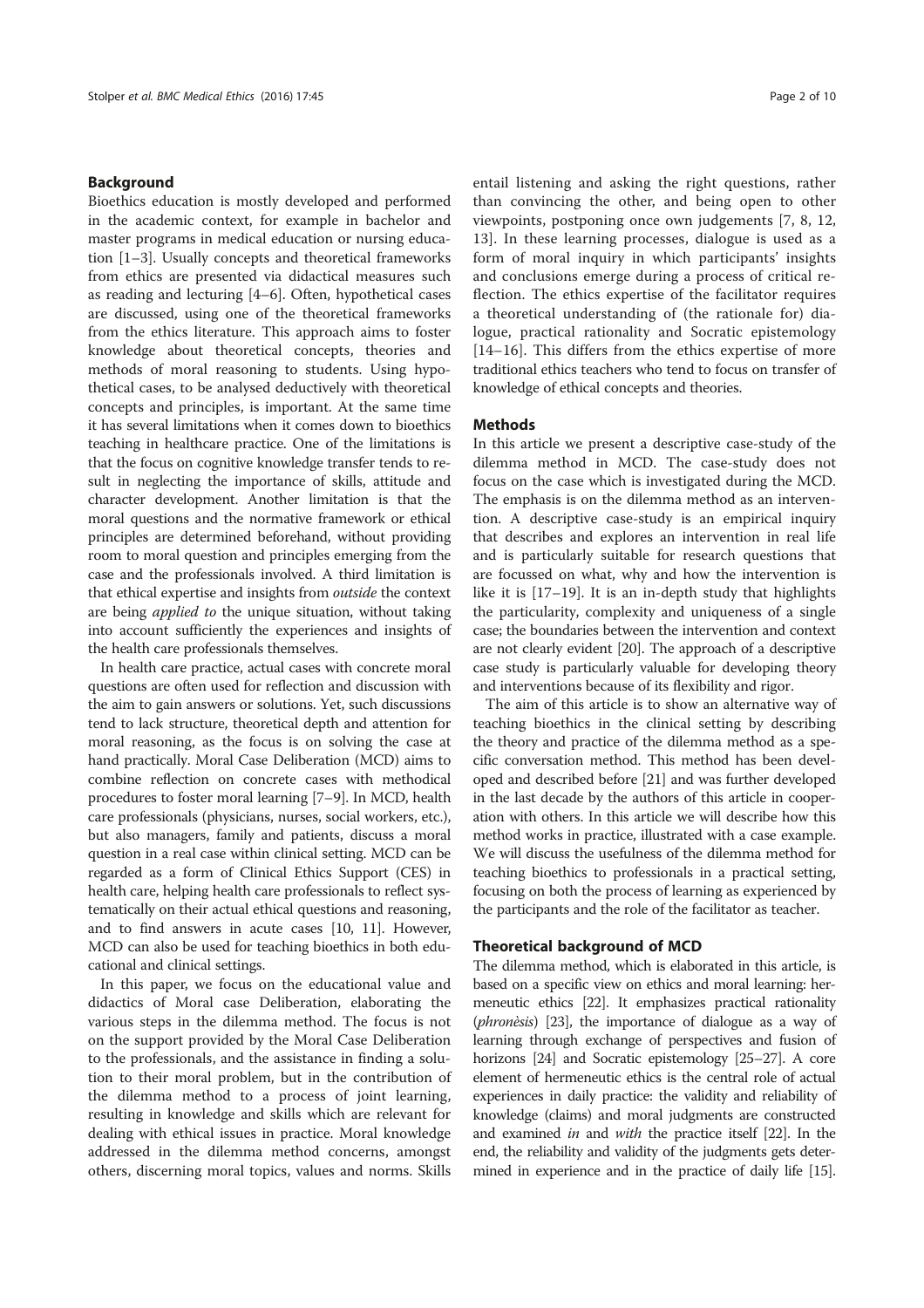## Background

Bioethics education is mostly developed and performed in the academic context, for example in bachelor and master programs in medical education or nursing education [1–3]. Usually concepts and theoretical frameworks from ethics are presented via didactical measures such as reading and lecturing [4–6]. Often, hypothetical cases are discussed, using one of the theoretical frameworks from the ethics literature. This approach aims to foster knowledge about theoretical concepts, theories and methods of moral reasoning to students. Using hypothetical cases, to be analysed deductively with theoretical concepts and principles, is important. At the same time it has several limitations when it comes down to bioethics teaching in healthcare practice. One of the limitations is that the focus on cognitive knowledge transfer tends to result in neglecting the importance of skills, attitude and character development. Another limitation is that the moral questions and the normative framework or ethical principles are determined beforehand, without providing room to moral question and principles emerging from the case and the professionals involved. A third limitation is that ethical expertise and insights from *outside* the context are being *applied to* the unique situation, without taking into account sufficiently the experiences and insights of the health care professionals themselves.

In health care practice, actual cases with concrete moral questions are often used for reflection and discussion with the aim to gain answers or solutions. Yet, such discussions tend to lack structure, theoretical depth and attention for moral reasoning, as the focus is on solving the case at hand practically. Moral Case Deliberation (MCD) aims to combine reflection on concrete cases with methodical procedures to foster moral learning [7–9]. In MCD, health care professionals (physicians, nurses, social workers, etc.), but also managers, family and patients, discuss a moral question in a real case within clinical setting. MCD can be regarded as a form of Clinical Ethics Support (CES) in health care, helping health care professionals to reflect systematically on their actual ethical questions and reasoning, and to find answers in acute cases [10, 11]. However, MCD can also be used for teaching bioethics in both educational and clinical settings.

In this paper, we focus on the educational value and didactics of Moral case Deliberation, elaborating the various steps in the dilemma method. The focus is not on the support provided by the Moral Case Deliberation to the professionals, and the assistance in finding a solution to their moral problem, but in the contribution of the dilemma method to a process of joint learning, resulting in knowledge and skills which are relevant for dealing with ethical issues in practice. Moral knowledge addressed in the dilemma method concerns, amongst others, discerning moral topics, values and norms. Skills entail listening and asking the right questions, rather than convincing the other, and being open to other viewpoints, postponing once own judgements [7, 8, 12, 13]. In these learning processes, dialogue is used as a form of moral inquiry in which participants' insights and conclusions emerge during a process of critical reflection. The ethics expertise of the facilitator requires a theoretical understanding of (the rationale for) dialogue, practical rationality and Socratic epistemology [14–16]. This differs from the ethics expertise of more traditional ethics teachers who tend to focus on transfer of knowledge of ethical concepts and theories.

## Methods

In this article we present a descriptive case-study of the dilemma method in MCD. The case-study does not focus on the case which is investigated during the MCD. The emphasis is on the dilemma method as an intervention. A descriptive case-study is an empirical inquiry that describes and explores an intervention in real life and is particularly suitable for research questions that are focussed on what, why and how the intervention is like it is [17–19]. It is an in-depth study that highlights the particularity, complexity and uniqueness of a single case; the boundaries between the intervention and context are not clearly evident [20]. The approach of a descriptive case study is particularly valuable for developing theory and interventions because of its flexibility and rigor.

The aim of this article is to show an alternative way of teaching bioethics in the clinical setting by describing the theory and practice of the dilemma method as a specific conversation method. This method has been developed and described before [21] and was further developed in the last decade by the authors of this article in cooperation with others. In this article we will describe how this method works in practice, illustrated with a case example. We will discuss the usefulness of the dilemma method for teaching bioethics to professionals in a practical setting, focusing on both the process of learning as experienced by the participants and the role of the facilitator as teacher.

## Theoretical background of MCD

The dilemma method, which is elaborated in this article, is based on a specific view on ethics and moral learning: hermeneutic ethics [22]. It emphasizes practical rationality (*phronèsis*) [23], the importance of dialogue as a way of learning through exchange of perspectives and fusion of horizons [24] and Socratic epistemology [25–27]. A core element of hermeneutic ethics is the central role of actual experiences in daily practice: the validity and reliability of knowledge (claims) and moral judgments are constructed and examined *in* and *with* the practice itself [22]. In the end, the reliability and validity of the judgments gets determined in experience and in the practice of daily life [15].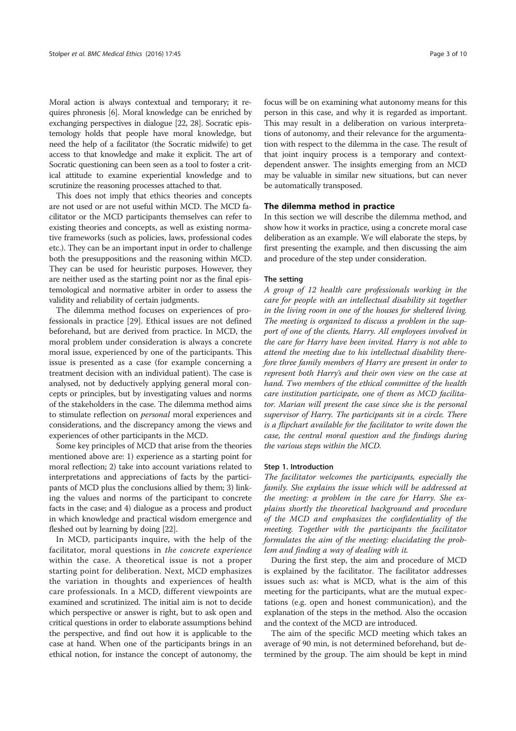Moral action is always contextual and temporary; it requires phronesis [6]. Moral knowledge can be enriched by exchanging perspectives in dialogue [22, 28]. Socratic epistemology holds that people have moral knowledge, but need the help of a facilitator (the Socratic midwife) to get access to that knowledge and make it explicit. The art of Socratic questioning can been seen as a tool to foster a critical attitude to examine experiential knowledge and to scrutinize the reasoning processes attached to that.

This does not imply that ethics theories and concepts are not used or are not useful within MCD. The MCD facilitator or the MCD participants themselves can refer to existing theories and concepts, as well as existing normative frameworks (such as policies, laws, professional codes etc.). They can be an important input in order to challenge both the presuppositions and the reasoning within MCD. They can be used for heuristic purposes. However, they are neither used as the starting point nor as the final epistemological and normative arbiter in order to assess the validity and reliability of certain judgments.

The dilemma method focuses on experiences of professionals in practice [29]. Ethical issues are not defined beforehand, but are derived from practice. In MCD, the moral problem under consideration is always a concrete moral issue, experienced by one of the participants. This issue is presented as a case (for example concerning a treatment decision with an individual patient). The case is analysed, not by deductively applying general moral concepts or principles, but by investigating values and norms of the stakeholders in the case. The dilemma method aims to stimulate reflection on *personal* moral experiences and considerations, and the discrepancy among the views and experiences of other participants in the MCD.

Some key principles of MCD that arise from the theories mentioned above are: 1) experience as a starting point for moral reflection; 2) take into account variations related to interpretations and appreciations of facts by the participants of MCD plus the conclusions allied by them; 3) linking the values and norms of the participant to concrete facts in the case; and 4) dialogue as a process and product in which knowledge and practical wisdom emergence and fleshed out by learning by doing [22].

In MCD, participants inquire, with the help of the facilitator, moral questions in *the concrete experience* within the case. A theoretical issue is not a proper starting point for deliberation. Next, MCD emphasizes the variation in thoughts and experiences of health care professionals. In a MCD, different viewpoints are examined and scrutinized. The initial aim is not to decide which perspective or answer is right, but to ask open and critical questions in order to elaborate assumptions behind the perspective, and find out how it is applicable to the case at hand. When one of the participants brings in an ethical notion, for instance the concept of autonomy, the focus will be on examining what autonomy means for this person in this case, and why it is regarded as important. This may result in a deliberation on various interpretations of autonomy, and their relevance for the argumentation with respect to the dilemma in the case. The result of that joint inquiry process is a temporary and context-dependent answer. The insights emerging from an MCD may be valuable in similar new situations, but can never be automatically transposed.

## The dilemma method in practice

In this section we will describe the dilemma method, and show how it works in practice, using a concrete moral case deliberation as an example. We will elaborate the steps, by first presenting the example, and then discussing the aim and procedure of the step under consideration.

### The setting

*A group of 12 health care professionals working in the care for people with an intellectual disability sit together in the living room in one of the houses for sheltered living. The meeting is organized to discuss a problem in the support of one of the clients, Harry. All employees involved in the care for Harry have been invited. Harry is not able to attend the meeting due to his intellectual disability therefore three family members of Harry are present in order to represent both Harry's and their own view on the case at hand. Two members of the ethical committee of the health care institution participate, one of them as MCD facilitator. Marian will present the case since she is the personal supervisor of Harry. The participants sit in a circle. There is a flipchart available for the facilitator to write down the case, the central moral question and the findings during the various steps within the MCD.*

### Step 1. Introduction

*The facilitator welcomes the participants, especially the family. She explains the issue which will be addressed at the meeting: a problem in the care for Harry. She explains shortly the theoretical background and procedure of the MCD and emphasizes the confidentiality of the meeting. Together with the participants the facilitator formulates the aim of the meeting: elucidating the problem and finding a way of dealing with it.*

During the first step, the aim and procedure of MCD is explained by the facilitator. The facilitator addresses issues such as: what is MCD, what is the aim of this meeting for the participants, what are the mutual expectations (e.g. open and honest communication), and the explanation of the steps in the method. Also the occasion and the context of the MCD are introduced.

The aim of the specific MCD meeting which takes an average of 90 min, is not determined beforehand, but determined by the group. The aim should be kept in mind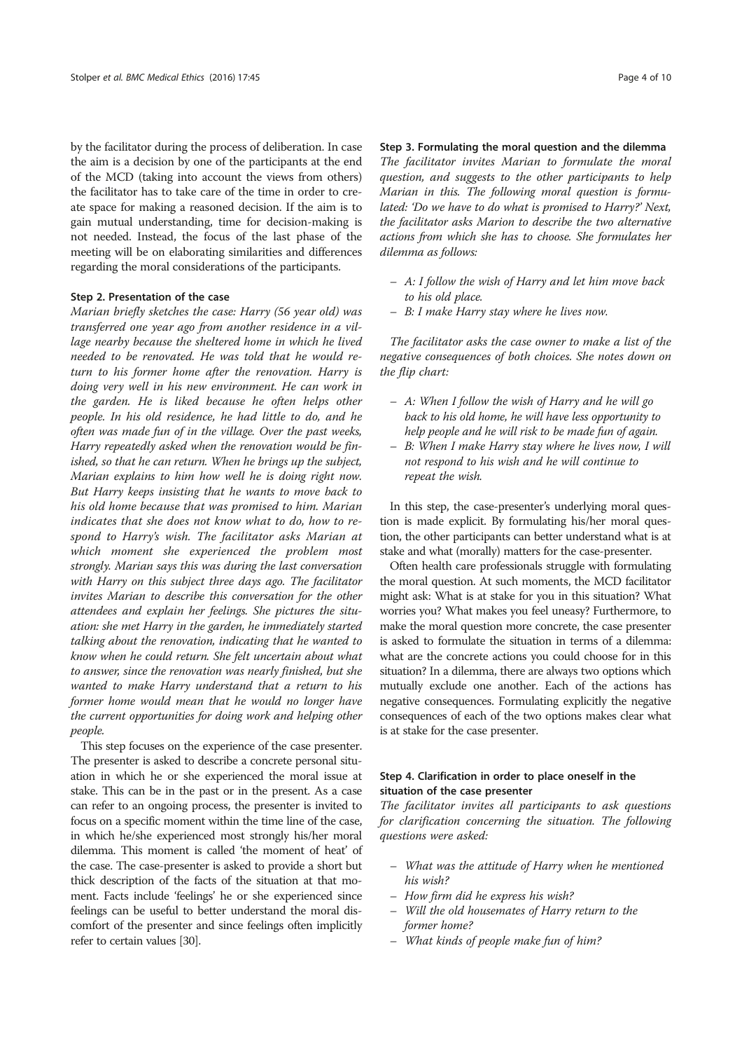by the facilitator during the process of deliberation. In case the aim is a decision by one of the participants at the end of the MCD (taking into account the views from others) the facilitator has to take care of the time in order to create space for making a reasoned decision. If the aim is to gain mutual understanding, time for decision-making is not needed. Instead, the focus of the last phase of the meeting will be on elaborating similarities and differences regarding the moral considerations of the participants.

#### Step 2. Presentation of the case

*Marian briefly sketches the case: Harry (56 year old) was transferred one year ago from another residence in a village nearby because the sheltered home in which he lived needed to be renovated. He was told that he would return to his former home after the renovation. Harry is doing very well in his new environment. He can work in the garden. He is liked because he often helps other people. In his old residence, he had little to do, and he often was made fun of in the village. Over the past weeks, Harry repeatedly asked when the renovation would be finished, so that he can return. When he brings up the subject, Marian explains to him how well he is doing right now. But Harry keeps insisting that he wants to move back to his old home because that was promised to him. Marian indicates that she does not know what to do, how to respond to Harry's wish. The facilitator asks Marian at which moment she experienced the problem most strongly. Marian says this was during the last conversation with Harry on this subject three days ago. The facilitator invites Marian to describe this conversation for the other attendees and explain her feelings. She pictures the situation: she met Harry in the garden, he immediately started talking about the renovation, indicating that he wanted to know when he could return. She felt uncertain about what to answer, since the renovation was nearly finished, but she wanted to make Harry understand that a return to his former home would mean that he would no longer have the current opportunities for doing work and helping other people.*

This step focuses on the experience of the case presenter. The presenter is asked to describe a concrete personal situation in which he or she experienced the moral issue at stake. This can be in the past or in the present. As a case can refer to an ongoing process, the presenter is invited to focus on a specific moment within the time line of the case, in which he/she experienced most strongly his/her moral dilemma. This moment is called 'the moment of heat' of the case. The case-presenter is asked to provide a short but thick description of the facts of the situation at that moment. Facts include 'feelings' he or she experienced since feelings can be useful to better understand the moral discomfort of the presenter and since feelings often implicitly refer to certain values [30].

#### Step 3. Formulating the moral question and the dilemma

*The facilitator invites Marian to formulate the moral question, and suggests to the other participants to help Marian in this. The following moral question is formulated: 'Do we have to do what is promised to Harry?' Next, the facilitator asks Marion to describe the two alternative actions from which she has to choose. She formulates her dilemma as follows:*

- *A: I follow the wish of Harry and let him move back to his old place.*
- *B: I make Harry stay where he lives now.*

*The facilitator asks the case owner to make a list of the negative consequences of both choices. She notes down on the flip chart:*

- *A: When I follow the wish of Harry and he will go back to his old home, he will have less opportunity to help people and he will risk to be made fun of again.*
- *B: When I make Harry stay where he lives now, I will not respond to his wish and he will continue to repeat the wish.*

In this step, the case-presenter's underlying moral question is made explicit. By formulating his/her moral question, the other participants can better understand what is at stake and what (morally) matters for the case-presenter.

Often health care professionals struggle with formulating the moral question. At such moments, the MCD facilitator might ask: What is at stake for you in this situation? What worries you? What makes you feel uneasy? Furthermore, to make the moral question more concrete, the case presenter is asked to formulate the situation in terms of a dilemma: what are the concrete actions you could choose for in this situation? In a dilemma, there are always two options which mutually exclude one another. Each of the actions has negative consequences. Formulating explicitly the negative consequences of each of the two options makes clear what is at stake for the case presenter.

#### Step 4. Clarification in order to place oneself in the situation of the case presenter

*The facilitator invites all participants to ask questions for clarification concerning the situation. The following questions were asked:*

- *What was the attitude of Harry when he mentioned his wish?*
- *How firm did he express his wish?*
- *Will the old housemates of Harry return to the former home?*
- *What kinds of people make fun of him?*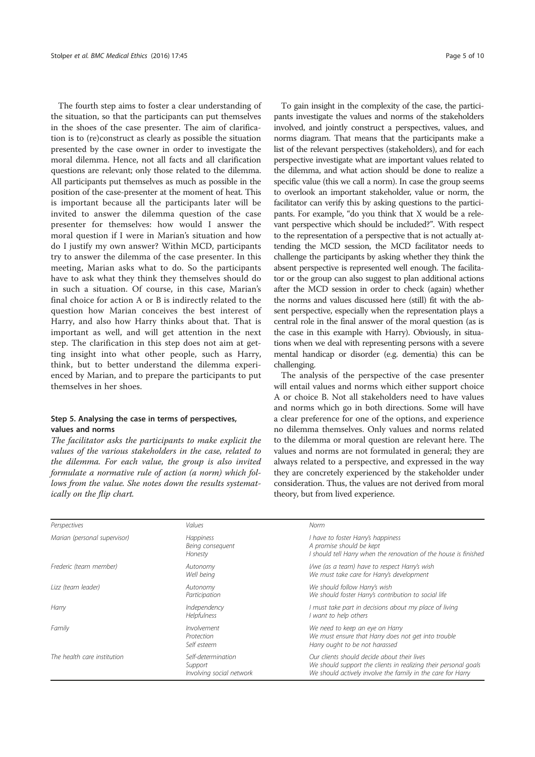The fourth step aims to foster a clear understanding of the situation, so that the participants can put themselves in the shoes of the case presenter. The aim of clarification is to (re)construct as clearly as possible the situation presented by the case owner in order to investigate the moral dilemma. Hence, not all facts and all clarification questions are relevant; only those related to the dilemma. All participants put themselves as much as possible in the position of the case-presenter at the moment of heat. This is important because all the participants later will be invited to answer the dilemma question of the case presenter for themselves: how would I answer the moral question if I were in Marian's situation and how do I justify my own answer? Within MCD, participants try to answer the dilemma of the case presenter. In this meeting, Marian asks what to do. So the participants have to ask what they think they themselves should do in such a situation. Of course, in this case, Marian's final choice for action A or B is indirectly related to the question how Marian conceives the best interest of Harry, and also how Harry thinks about that. That is important as well, and will get attention in the next step. The clarification in this step does not aim at getting insight into what other people, such as Harry, think, but to better understand the dilemma experienced by Marian, and to prepare the participants to put themselves in her shoes.

### Step 5. Analysing the case in terms of perspectives, values and norms

*The facilitator asks the participants to make explicit the values of the various stakeholders in the case, related to the dilemma. For each value, the group is also invited formulate a normative rule of action (a norm) which follows from the value. She notes down the results systematically on the flip chart.*

To gain insight in the complexity of the case, the participants investigate the values and norms of the stakeholders involved, and jointly construct a perspectives, values, and norms diagram. That means that the participants make a list of the relevant perspectives (stakeholders), and for each perspective investigate what are important values related to the dilemma, and what action should be done to realize a specific value (this we call a norm). In case the group seems to overlook an important stakeholder, value or norm, the facilitator can verify this by asking questions to the participants. For example, "do you think that X would be a relevant perspective which should be included?". With respect to the representation of a perspective that is not actually attending the MCD session, the MCD facilitator needs to challenge the participants by asking whether they think the absent perspective is represented well enough. The facilitator or the group can also suggest to plan additional actions after the MCD session in order to check (again) whether the norms and values discussed here (still) fit with the absent perspective, especially when the representation plays a central role in the final answer of the moral question (as is the case in this example with Harry). Obviously, in situations when we deal with representing persons with a severe mental handicap or disorder (e.g. dementia) this can be challenging.

The analysis of the perspective of the case presenter will entail values and norms which either support choice A or choice B. Not all stakeholders need to have values and norms which go in both directions. Some will have a clear preference for one of the options, and experience no dilemma themselves. Only values and norms related to the dilemma or moral question are relevant here. The values and norms are not formulated in general; they are always related to a perspective, and expressed in the way they are concretely experienced by the stakeholder under consideration. Thus, the values are not derived from moral theory, but from lived experience.

| *Perspectives* | *Values* | *Norm* |
|---|---|---|
| *Marian (personal supervisor)* | *Happiness*<br>*Being consequent*<br>*Honesty* | *I have to foster Harry's happiness*<br>*A promise should be kept*<br>*I should tell Harry when the renovation of the house is finished* |
| *Frederic (team member)* | *Autonomy*<br>*Well being* | *I/we (as a team) have to respect Harry's wish*<br>*We must take care for Harry's development* |
| *Lizz (team leader)* | *Autonomy*<br>*Participation* | *We should follow Harry's wish*<br>*We should foster Harry's contribution to social life* |
| *Harry* | *Independency*<br>*Helpfulness* | *I must take part in decisions about my place of living*<br>*I want to help others* |
| *Family* | *Involvement*<br>*Protection*<br>*Self esteem* | *We need to keep an eye on Harry*<br>*We must ensure that Harry does not get into trouble*<br>*Harry ought to be not harassed* |
| *The health care institution* | *Self-determination*<br>*Support*<br>*Involving social network* | *Our clients should decide about their lives*<br>*We should support the clients in realizing their personal goals*<br>*We should actively involve the family in the care for Harry* |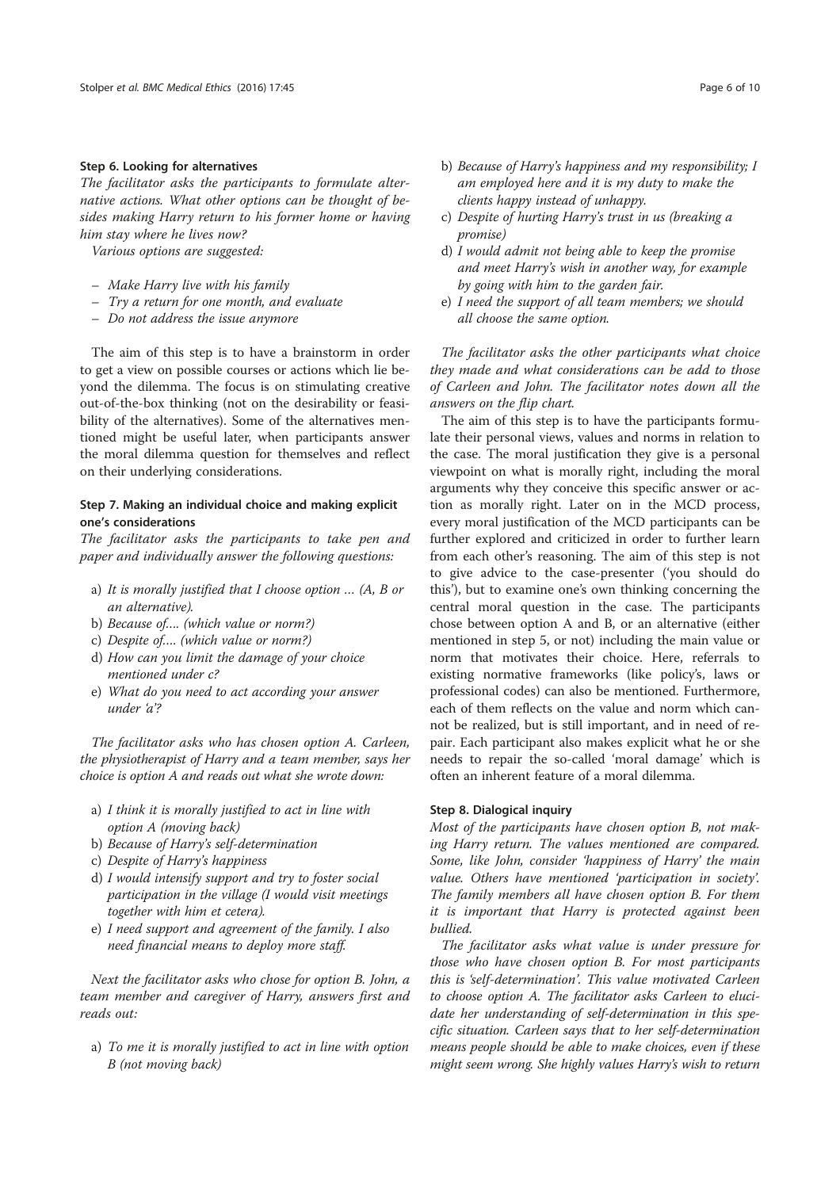#### Step 6. Looking for alternatives

*The facilitator asks the participants to formulate alternative actions. What other options can be thought of besides making Harry return to his former home or having him stay where he lives now?*

*Various options are suggested:*

- *Make Harry live with his family*
- *Try a return for one month, and evaluate*
- *Do not address the issue anymore*

The aim of this step is to have a brainstorm in order to get a view on possible courses or actions which lie beyond the dilemma. The focus is on stimulating creative out-of-the-box thinking (not on the desirability or feasibility of the alternatives). Some of the alternatives mentioned might be useful later, when participants answer the moral dilemma question for themselves and reflect on their underlying considerations.

#### Step 7. Making an individual choice and making explicit one's considerations

*The facilitator asks the participants to take pen and paper and individually answer the following questions:*

a) *It is morally justified that I choose option … (A, B or an alternative).*
b) *Because of…. (which value or norm?)*
c) *Despite of…. (which value or norm?)*
d) *How can you limit the damage of your choice mentioned under c?*
e) *What do you need to act according your answer under 'a'?*

*The facilitator asks who has chosen option A. Carleen, the physiotherapist of Harry and a team member, says her choice is option A and reads out what she wrote down:*

a) *I think it is morally justified to act in line with option A (moving back)*
b) *Because of Harry's self-determination*
c) *Despite of Harry's happiness*
d) *I would intensify support and try to foster social participation in the village (I would visit meetings together with him et cetera).*
e) *I need support and agreement of the family. I also need financial means to deploy more staff.*

*Next the facilitator asks who chose for option B. John, a team member and caregiver of Harry, answers first and reads out:*

a) *To me it is morally justified to act in line with option B (not moving back)*
b) *Because of Harry's happiness and my responsibility; I am employed here and it is my duty to make the clients happy instead of unhappy.*
c) *Despite of hurting Harry's trust in us (breaking a promise)*
d) *I would admit not being able to keep the promise and meet Harry's wish in another way, for example by going with him to the garden fair.*
e) *I need the support of all team members; we should all choose the same option.*

*The facilitator asks the other participants what choice they made and what considerations can be add to those of Carleen and John. The facilitator notes down all the answers on the flip chart.*

The aim of this step is to have the participants formulate their personal views, values and norms in relation to the case. The moral justification they give is a personal viewpoint on what is morally right, including the moral arguments why they conceive this specific answer or action as morally right. Later on in the MCD process, every moral justification of the MCD participants can be further explored and criticized in order to further learn from each other's reasoning. The aim of this step is not to give advice to the case-presenter ('you should do this'), but to examine one's own thinking concerning the central moral question in the case. The participants chose between option A and B, or an alternative (either mentioned in step 5, or not) including the main value or norm that motivates their choice. Here, referrals to existing normative frameworks (like policy's, laws or professional codes) can also be mentioned. Furthermore, each of them reflects on the value and norm which cannot be realized, but is still important, and in need of repair. Each participant also makes explicit what he or she needs to repair the so-called 'moral damage' which is often an inherent feature of a moral dilemma.

#### Step 8. Dialogical inquiry

*Most of the participants have chosen option B, not making Harry return. The values mentioned are compared. Some, like John, consider 'happiness of Harry' the main value. Others have mentioned 'participation in society'. The family members all have chosen option B. For them it is important that Harry is protected against been bullied.*

*The facilitator asks what value is under pressure for those who have chosen option B. For most participants this is 'self-determination'. This value motivated Carleen to choose option A. The facilitator asks Carleen to elucidate her understanding of self-determination in this specific situation. Carleen says that to her self-determination means people should be able to make choices, even if these might seem wrong. She highly values Harry's wish to return*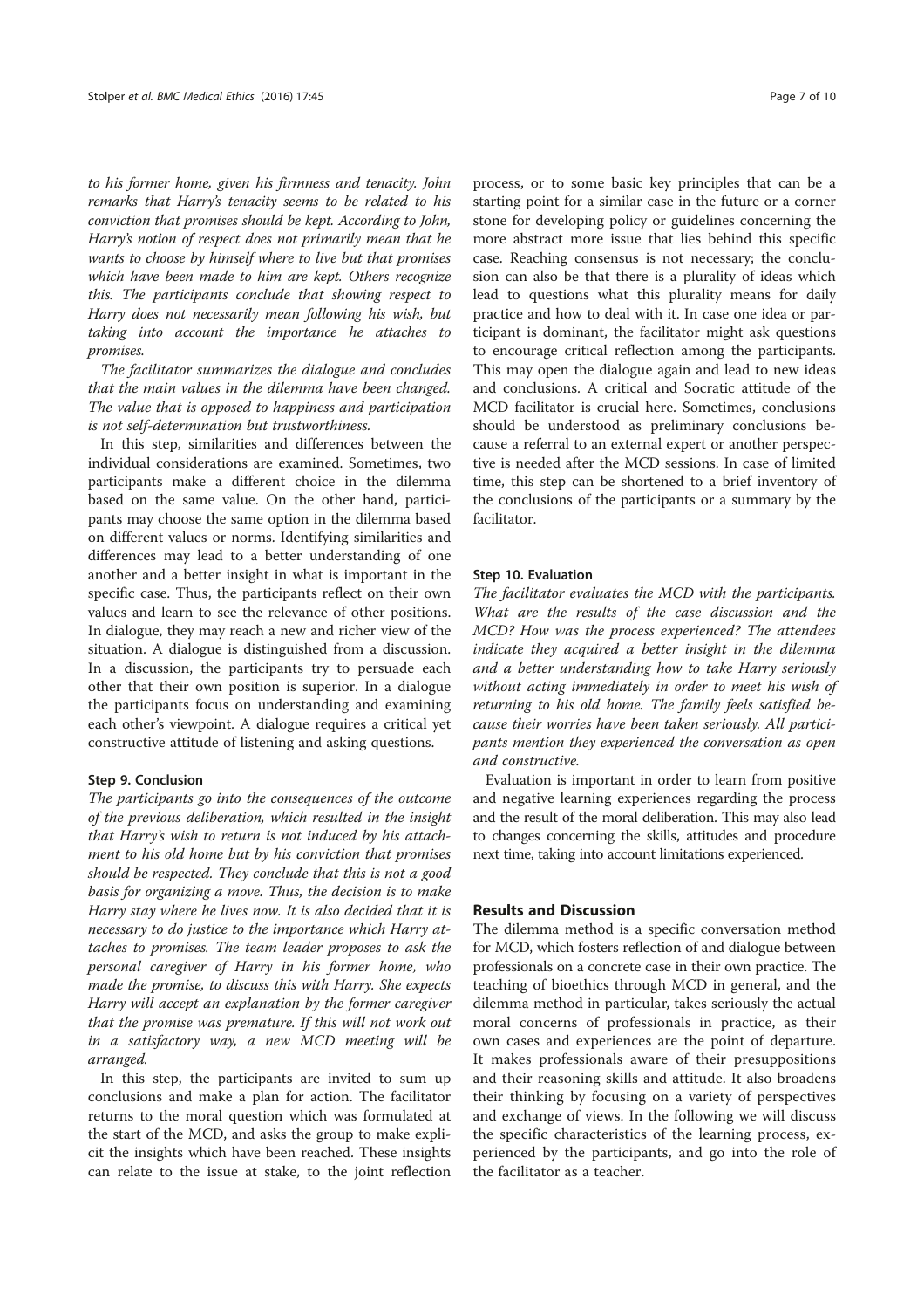*to his former home, given his firmness and tenacity. John remarks that Harry's tenacity seems to be related to his conviction that promises should be kept. According to John, Harry's notion of respect does not primarily mean that he wants to choose by himself where to live but that promises which have been made to him are kept. Others recognize this. The participants conclude that showing respect to Harry does not necessarily mean following his wish, but taking into account the importance he attaches to promises.*

*The facilitator summarizes the dialogue and concludes that the main values in the dilemma have been changed. The value that is opposed to happiness and participation is not self-determination but trustworthiness.*

In this step, similarities and differences between the individual considerations are examined. Sometimes, two participants make a different choice in the dilemma based on the same value. On the other hand, participants may choose the same option in the dilemma based on different values or norms. Identifying similarities and differences may lead to a better understanding of one another and a better insight in what is important in the specific case. Thus, the participants reflect on their own values and learn to see the relevance of other positions. In dialogue, they may reach a new and richer view of the situation. A dialogue is distinguished from a discussion. In a discussion, the participants try to persuade each other that their own position is superior. In a dialogue the participants focus on understanding and examining each other's viewpoint. A dialogue requires a critical yet constructive attitude of listening and asking questions.

#### Step 9. Conclusion

*The participants go into the consequences of the outcome of the previous deliberation, which resulted in the insight that Harry's wish to return is not induced by his attachment to his old home but by his conviction that promises should be respected. They conclude that this is not a good basis for organizing a move. Thus, the decision is to make Harry stay where he lives now. It is also decided that it is necessary to do justice to the importance which Harry attaches to promises. The team leader proposes to ask the personal caregiver of Harry in his former home, who made the promise, to discuss this with Harry. She expects Harry will accept an explanation by the former caregiver that the promise was premature. If this will not work out in a satisfactory way, a new MCD meeting will be arranged.*

In this step, the participants are invited to sum up conclusions and make a plan for action. The facilitator returns to the moral question which was formulated at the start of the MCD, and asks the group to make explicit the insights which have been reached. These insights can relate to the issue at stake, to the joint reflection process, or to some basic key principles that can be a starting point for a similar case in the future or a corner stone for developing policy or guidelines concerning the more abstract more issue that lies behind this specific case. Reaching consensus is not necessary; the conclusion can also be that there is a plurality of ideas which lead to questions what this plurality means for daily practice and how to deal with it. In case one idea or participant is dominant, the facilitator might ask questions to encourage critical reflection among the participants. This may open the dialogue again and lead to new ideas and conclusions. A critical and Socratic attitude of the MCD facilitator is crucial here. Sometimes, conclusions should be understood as preliminary conclusions because a referral to an external expert or another perspective is needed after the MCD sessions. In case of limited time, this step can be shortened to a brief inventory of the conclusions of the participants or a summary by the facilitator.

#### Step 10. Evaluation

*The facilitator evaluates the MCD with the participants. What are the results of the case discussion and the MCD? How was the process experienced? The attendees indicate they acquired a better insight in the dilemma and a better understanding how to take Harry seriously without acting immediately in order to meet his wish of returning to his old home. The family feels satisfied because their worries have been taken seriously. All participants mention they experienced the conversation as open and constructive.*

Evaluation is important in order to learn from positive and negative learning experiences regarding the process and the result of the moral deliberation. This may also lead to changes concerning the skills, attitudes and procedure next time, taking into account limitations experienced.

## Results and Discussion

The dilemma method is a specific conversation method for MCD, which fosters reflection of and dialogue between professionals on a concrete case in their own practice. The teaching of bioethics through MCD in general, and the dilemma method in particular, takes seriously the actual moral concerns of professionals in practice, as their own cases and experiences are the point of departure. It makes professionals aware of their presuppositions and their reasoning skills and attitude. It also broadens their thinking by focusing on a variety of perspectives and exchange of views. In the following we will discuss the specific characteristics of the learning process, experienced by the participants, and go into the role of the facilitator as a teacher.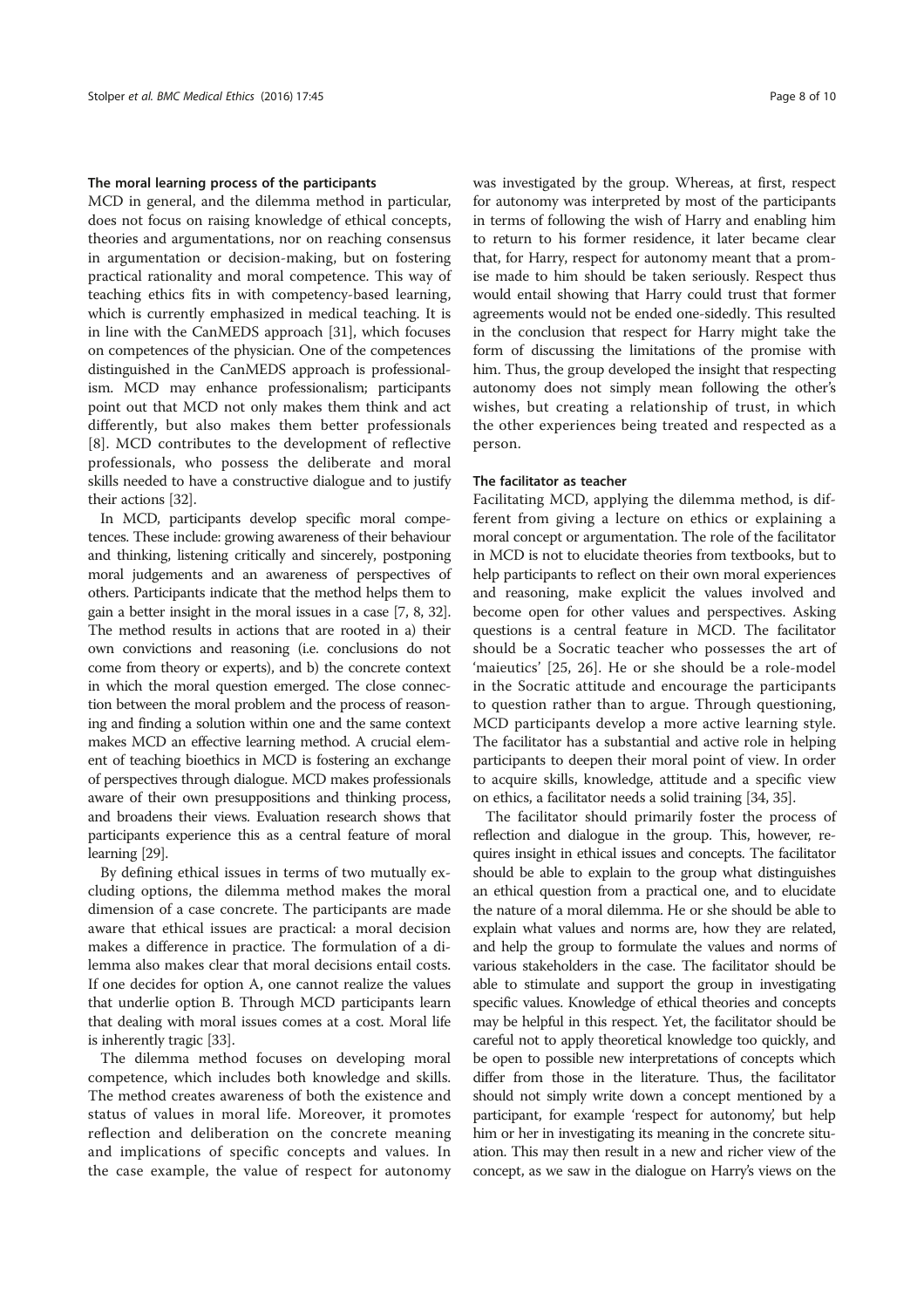### The moral learning process of the participants

MCD in general, and the dilemma method in particular, does not focus on raising knowledge of ethical concepts, theories and argumentations, nor on reaching consensus in argumentation or decision-making, but on fostering practical rationality and moral competence. This way of teaching ethics fits in with competency-based learning, which is currently emphasized in medical teaching. It is in line with the CanMEDS approach [31], which focuses on competences of the physician. One of the competences distinguished in the CanMEDS approach is professionalism. MCD may enhance professionalism; participants point out that MCD not only makes them think and act differently, but also makes them better professionals [8]. MCD contributes to the development of reflective professionals, who possess the deliberate and moral skills needed to have a constructive dialogue and to justify their actions [32].

In MCD, participants develop specific moral competences. These include: growing awareness of their behaviour and thinking, listening critically and sincerely, postponing moral judgements and an awareness of perspectives of others. Participants indicate that the method helps them to gain a better insight in the moral issues in a case [7, 8, 32]. The method results in actions that are rooted in a) their own convictions and reasoning (i.e. conclusions do not come from theory or experts), and b) the concrete context in which the moral question emerged. The close connection between the moral problem and the process of reasoning and finding a solution within one and the same context makes MCD an effective learning method. A crucial element of teaching bioethics in MCD is fostering an exchange of perspectives through dialogue. MCD makes professionals aware of their own presuppositions and thinking process, and broadens their views. Evaluation research shows that participants experience this as a central feature of moral learning [29].

By defining ethical issues in terms of two mutually excluding options, the dilemma method makes the moral dimension of a case concrete. The participants are made aware that ethical issues are practical: a moral decision makes a difference in practice. The formulation of a dilemma also makes clear that moral decisions entail costs. If one decides for option A, one cannot realize the values that underlie option B. Through MCD participants learn that dealing with moral issues comes at a cost. Moral life is inherently tragic [33].

The dilemma method focuses on developing moral competence, which includes both knowledge and skills. The method creates awareness of both the existence and status of values in moral life. Moreover, it promotes reflection and deliberation on the concrete meaning and implications of specific concepts and values. In the case example, the value of respect for autonomy was investigated by the group. Whereas, at first, respect for autonomy was interpreted by most of the participants in terms of following the wish of Harry and enabling him to return to his former residence, it later became clear that, for Harry, respect for autonomy meant that a promise made to him should be taken seriously. Respect thus would entail showing that Harry could trust that former agreements would not be ended one-sidedly. This resulted in the conclusion that respect for Harry might take the form of discussing the limitations of the promise with him. Thus, the group developed the insight that respecting autonomy does not simply mean following the other's wishes, but creating a relationship of trust, in which the other experiences being treated and respected as a person.

### The facilitator as teacher

Facilitating MCD, applying the dilemma method, is different from giving a lecture on ethics or explaining a moral concept or argumentation. The role of the facilitator in MCD is not to elucidate theories from textbooks, but to help participants to reflect on their own moral experiences and reasoning, make explicit the values involved and become open for other values and perspectives. Asking questions is a central feature in MCD. The facilitator should be a Socratic teacher who possesses the art of 'maieutics' [25, 26]. He or she should be a role-model in the Socratic attitude and encourage the participants to question rather than to argue. Through questioning, MCD participants develop a more active learning style. The facilitator has a substantial and active role in helping participants to deepen their moral point of view. In order to acquire skills, knowledge, attitude and a specific view on ethics, a facilitator needs a solid training [34, 35].

The facilitator should primarily foster the process of reflection and dialogue in the group. This, however, requires insight in ethical issues and concepts. The facilitator should be able to explain to the group what distinguishes an ethical question from a practical one, and to elucidate the nature of a moral dilemma. He or she should be able to explain what values and norms are, how they are related, and help the group to formulate the values and norms of various stakeholders in the case. The facilitator should be able to stimulate and support the group in investigating specific values. Knowledge of ethical theories and concepts may be helpful in this respect. Yet, the facilitator should be careful not to apply theoretical knowledge too quickly, and be open to possible new interpretations of concepts which differ from those in the literature. Thus, the facilitator should not simply write down a concept mentioned by a participant, for example 'respect for autonomy', but help him or her in investigating its meaning in the concrete situation. This may then result in a new and richer view of the concept, as we saw in the dialogue on Harry's views on the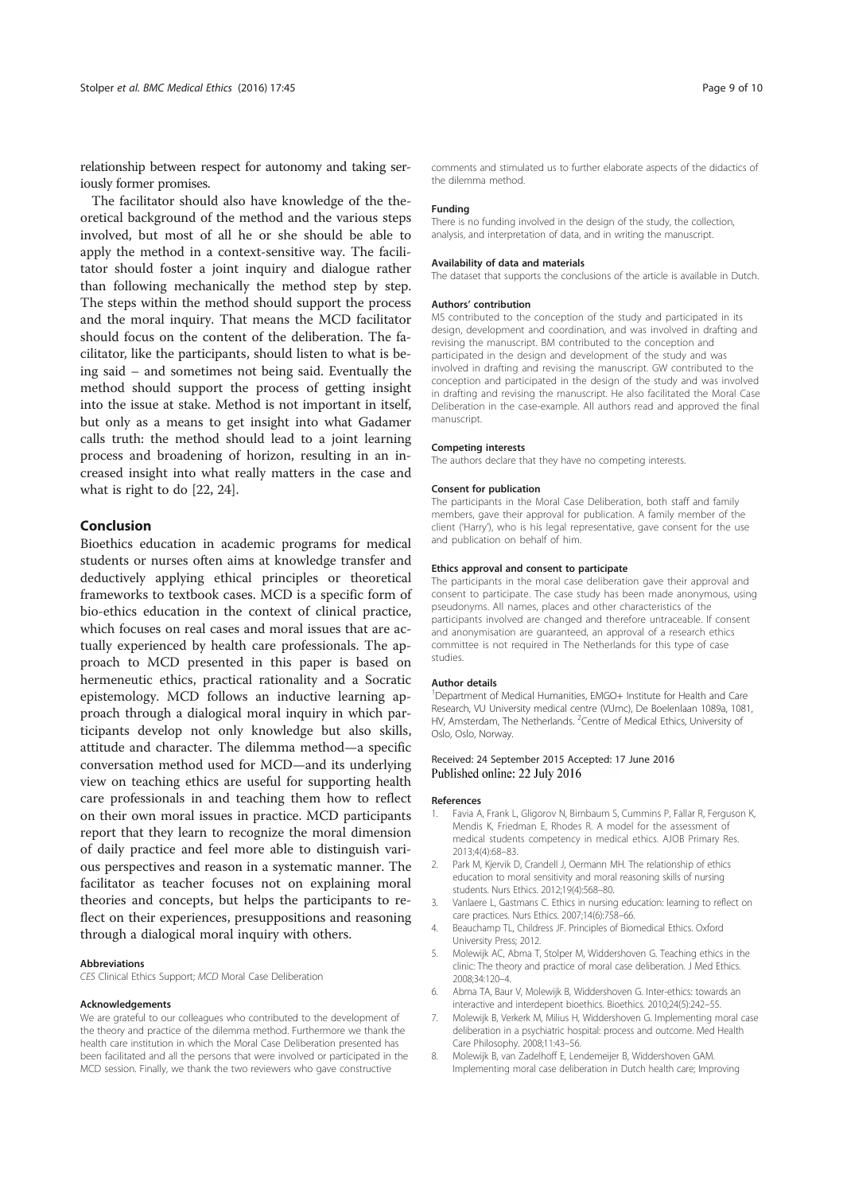relationship between respect for autonomy and taking seriously former promises.

The facilitator should also have knowledge of the theoretical background of the method and the various steps involved, but most of all he or she should be able to apply the method in a context-sensitive way. The facilitator should foster a joint inquiry and dialogue rather than following mechanically the method step by step. The steps within the method should support the process and the moral inquiry. That means the MCD facilitator should focus on the content of the deliberation. The facilitator, like the participants, should listen to what is being said – and sometimes not being said. Eventually the method should support the process of getting insight into the issue at stake. Method is not important in itself, but only as a means to get insight into what Gadamer calls truth: the method should lead to a joint learning process and broadening of horizon, resulting in an increased insight into what really matters in the case and what is right to do [22, 24].

## Conclusion

Bioethics education in academic programs for medical students or nurses often aims at knowledge transfer and deductively applying ethical principles or theoretical frameworks to textbook cases. MCD is a specific form of bio-ethics education in the context of clinical practice, which focuses on real cases and moral issues that are actually experienced by health care professionals. The approach to MCD presented in this paper is based on hermeneutic ethics, practical rationality and a Socratic epistemology. MCD follows an inductive learning approach through a dialogical moral inquiry in which participants develop not only knowledge but also skills, attitude and character. The dilemma method—a specific conversation method used for MCD—and its underlying view on teaching ethics are useful for supporting health care professionals in and teaching them how to reflect on their own moral issues in practice. MCD participants report that they learn to recognize the moral dimension of daily practice and feel more able to distinguish various perspectives and reason in a systematic manner. The facilitator as teacher focuses not on explaining moral theories and concepts, but helps the participants to reflect on their experiences, presuppositions and reasoning through a dialogical moral inquiry with others.

#### Abbreviations

*CES* Clinical Ethics Support; *MCD* Moral Case Deliberation

#### Acknowledgements

We are grateful to our colleagues who contributed to the development of the theory and practice of the dilemma method. Furthermore we thank the health care institution in which the Moral Case Deliberation presented has been facilitated and all the persons that were involved or participated in the MCD session. Finally, we thank the two reviewers who gave constructive comments and stimulated us to further elaborate aspects of the didactics of the dilemma method.

#### Funding

There is no funding involved in the design of the study, the collection, analysis, and interpretation of data, and in writing the manuscript.

#### Availability of data and materials

The dataset that supports the conclusions of the article is available in Dutch.

#### Authors' contribution

MS contributed to the conception of the study and participated in its design, development and coordination, and was involved in drafting and revising the manuscript. BM contributed to the conception and participated in the design and development of the study and was involved in drafting and revising the manuscript. GW contributed to the conception and participated in the design of the study and was involved in drafting and revising the manuscript. He also facilitated the Moral Case Deliberation in the case-example. All authors read and approved the final manuscript.

#### Competing interests

The authors declare that they have no competing interests.

#### Consent for publication

The participants in the Moral Case Deliberation, both staff and family members, gave their approval for publication. A family member of the client ('Harry'), who is his legal representative, gave consent for the use and publication on behalf of him.

#### Ethics approval and consent to participate

The participants in the moral case deliberation gave their approval and consent to participate. The case study has been made anonymous, using pseudonyms. All names, places and other characteristics of the participants involved are changed and therefore untraceable. If consent and anonymisation are guaranteed, an approval of a research ethics committee is not required in The Netherlands for this type of case studies.

#### Author details

[1]Department of Medical Humanities, EMGO+ Institute for Health and Care Research, VU University medical centre (VUmc), De Boelenlaan 1089a, 1081, HV, Amsterdam, The Netherlands. [2]Centre of Medical Ethics, University of Oslo, Oslo, Norway.

Received: 24 September 2015 Accepted: 17 June 2016
Published online: 22 July 2016

#### References

1. Favia A, Frank L, Gligorov N, Birnbaum S, Cummins P, Fallar R, Ferguson K, Mendis K, Friedman E, Rhodes R. A model for the assessment of medical students competency in medical ethics. AJOB Primary Res. 2013;4(4):68–83.
2. Park M, Kjervik D, Crandell J, Oermann MH. The relationship of ethics education to moral sensitivity and moral reasoning skills of nursing students. Nurs Ethics. 2012;19(4):568–80.
3. Vanlaere L, Gastmans C. Ethics in nursing education: learning to reflect on care practices. Nurs Ethics. 2007;14(6):758–66.
4. Beauchamp TL, Childress JF. Principles of Biomedical Ethics. Oxford University Press; 2012.
5. Molewijk AC, Abma T, Stolper M, Widdershoven G. Teaching ethics in the clinic: The theory and practice of moral case deliberation. J Med Ethics. 2008;34:120–4.
6. Abma TA, Baur V, Molewijk B, Widdershoven G. Inter-ethics: towards an interactive and interdepent bioethics. Bioethics. 2010;24(5):242–55.
7. Molewijk B, Verkerk M, Milius H, Widdershoven G. Implementing moral case deliberation in a psychiatric hospital: process and outcome. Med Health Care Philosophy. 2008;11:43–56.
8. Molewijk B, van Zadelhoff E, Lendemeijer B, Widdershoven GAM. Implementing moral case deliberation in Dutch health care; Improving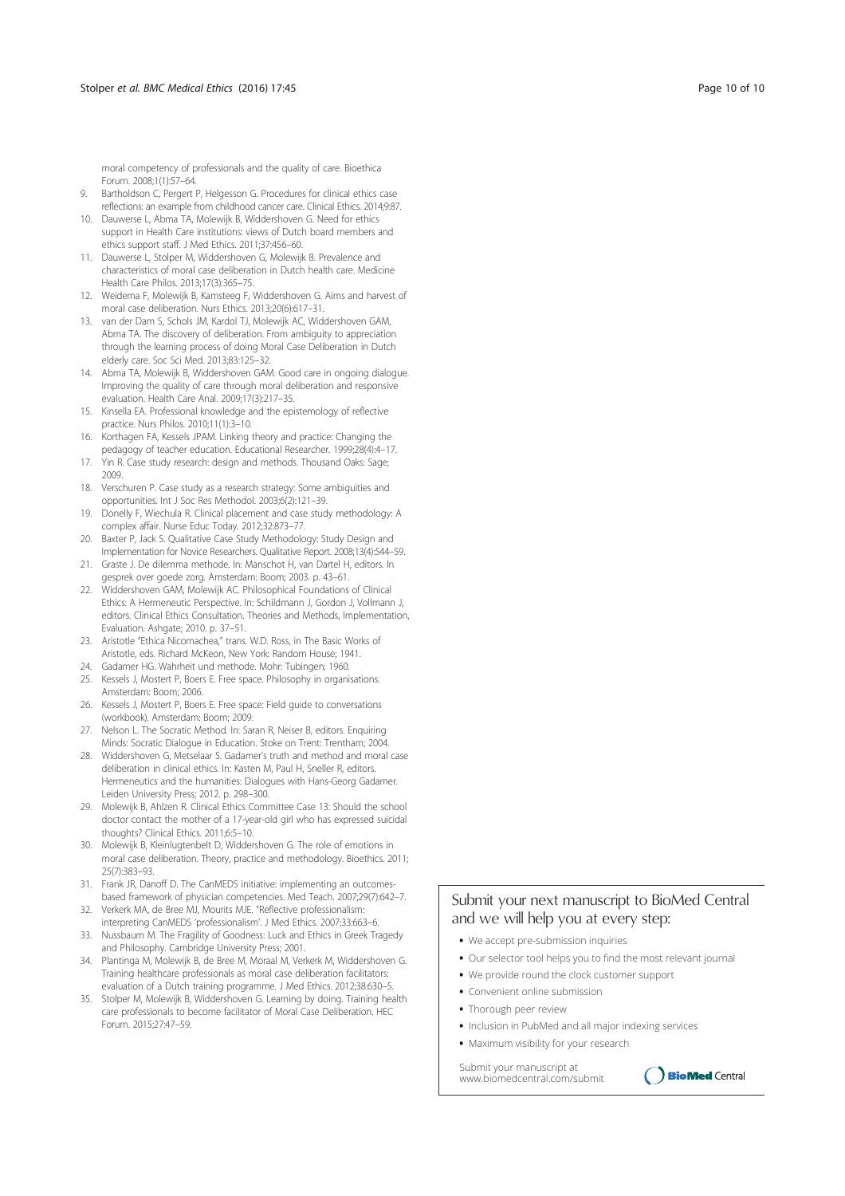moral competency of professionals and the quality of care. Bioethica Forum. 2008;1(1):57–64.

9. Bartholdson C, Pergert P, Helgesson G. Procedures for clinical ethics case reflections: an example from childhood cancer care. Clinical Ethics. 2014;9:87.
10. Dauwerse L, Abma TA, Molewijk B, Widdershoven G. Need for ethics support in Health Care institutions: views of Dutch board members and ethics support staff. J Med Ethics. 2011;37:456–60.
11. Dauwerse L, Stolper M, Widdershoven G, Molewijk B. Prevalence and characteristics of moral case deliberation in Dutch health care. Medicine Health Care Philos. 2013;17(3):365–75.
12. Weidema F, Molewijk B, Kamsteeg F, Widdershoven G. Aims and harvest of moral case deliberation. Nurs Ethics. 2013;20(6):617–31.
13. van der Dam S, Schols JM, Kardol TJ, Molewijk AC, Widdershoven GAM, Abma TA. The discovery of deliberation. From ambiguity to appreciation through the learning process of doing Moral Case Deliberation in Dutch elderly care. Soc Sci Med. 2013;83:125–32.
14. Abma TA, Molewijk B, Widdershoven GAM. Good care in ongoing dialogue. Improving the quality of care through moral deliberation and responsive evaluation. Health Care Anal. 2009;17(3):217–35.
15. Kinsella EA. Professional knowledge and the epistemology of reflective practice. Nurs Philos. 2010;11(1):3–10.
16. Korthagen FA, Kessels JPAM. Linking theory and practice: Changing the pedagogy of teacher education. Educational Researcher. 1999;28(4):4–17.
17. Yin R. Case study research: design and methods. Thousand Oaks: Sage; 2009.
18. Verschuren P. Case study as a research strategy: Some ambiguities and opportunities. Int J Soc Res Methodol. 2003;6(2):121–39.
19. Donelly F, Wiechula R. Clinical placement and case study methodology: A complex affair. Nurse Educ Today. 2012;32:873–77.
20. Baxter P, Jack S. Qualitative Case Study Methodology: Study Design and Implementation for Novice Researchers. Qualitative Report. 2008;13(4):544–59.
21. Graste J. De dilemma methode. In: Manschot H, van Dartel H, editors. In gesprek over goede zorg. Amsterdam: Boom; 2003. p. 43–61.
22. Widdershoven GAM, Molewijk AC. Philosophical Foundations of Clinical Ethics: A Hermeneutic Perspective. In: Schildmann J, Gordon J, Vollmann J, editors. Clinical Ethics Consultation. Theories and Methods, Implementation, Evaluation. Ashgate; 2010. p. 37–51.
23. Aristotle "Ethica Nicomachea," trans. W.D. Ross, in The Basic Works of Aristotle, eds. Richard McKeon, New York: Random House; 1941.
24. Gadamer HG. Wahrheit und methode. Mohr: Tubingen; 1960.
25. Kessels J, Mostert P, Boers E. Free space. Philosophy in organisations. Amsterdam: Boom; 2006.
26. Kessels J, Mostert P, Boers E. Free space: Field guide to conversations (workbook). Amsterdam: Boom; 2009.
27. Nelson L. The Socratic Method. In: Saran R, Neiser B, editors. Enquiring Minds: Socratic Dialogue in Education. Stoke on Trent: Trentham; 2004.
28. Widdershoven G, Metselaar S. Gadamer's truth and method and moral case deliberation in clinical ethics. In: Kasten M, Paul H, Sneller R, editors. Hermeneutics and the humanities: Dialogues with Hans-Georg Gadamer. Leiden University Press; 2012. p. 298–300.
29. Molewijk B, Ahlzen R. Clinical Ethics Committee Case 13: Should the school doctor contact the mother of a 17-year-old girl who has expressed suicidal thoughts? Clinical Ethics. 2011;6:5–10.
30. Molewijk B, Kleinlugtenbelt D, Widdershoven G. The role of emotions in moral case deliberation. Theory, practice and methodology. Bioethics. 2011;25(7):383–93.
31. Frank JR, Danoff D. The CanMEDS initiative: implementing an outcomes-based framework of physician competencies. Med Teach. 2007;29(7):642–7.
32. Verkerk MA, de Bree MJ, Mourits MJE. "Reflective professionalism: interpreting CanMEDS 'professionalism'. J Med Ethics. 2007;33:663–6.
33. Nussbaum M. The Fragility of Goodness: Luck and Ethics in Greek Tragedy and Philosophy. Cambridge University Press; 2001.
34. Plantinga M, Molewijk B, de Bree M, Moraal M, Verkerk M, Widdershoven G. Training healthcare professionals as moral case deliberation facilitators: evaluation of a Dutch training programme. J Med Ethics. 2012;38:630–5.
35. Stolper M, Molewijk B, Widdershoven G. Learning by doing. Training health care professionals to become facilitator of Moral Case Deliberation. HEC Forum. 2015;27:47–59.

Submit your next manuscript to BioMed Central and we will help you at every step:

- We accept pre-submission inquiries
- Our selector tool helps you to find the most relevant journal
- We provide round the clock customer support
- Convenient online submission
- Thorough peer review
- Inclusion in PubMed and all major indexing services
- Maximum visibility for your research

Submit your manuscript at www.biomedcentral.com/submit

BioMed Central